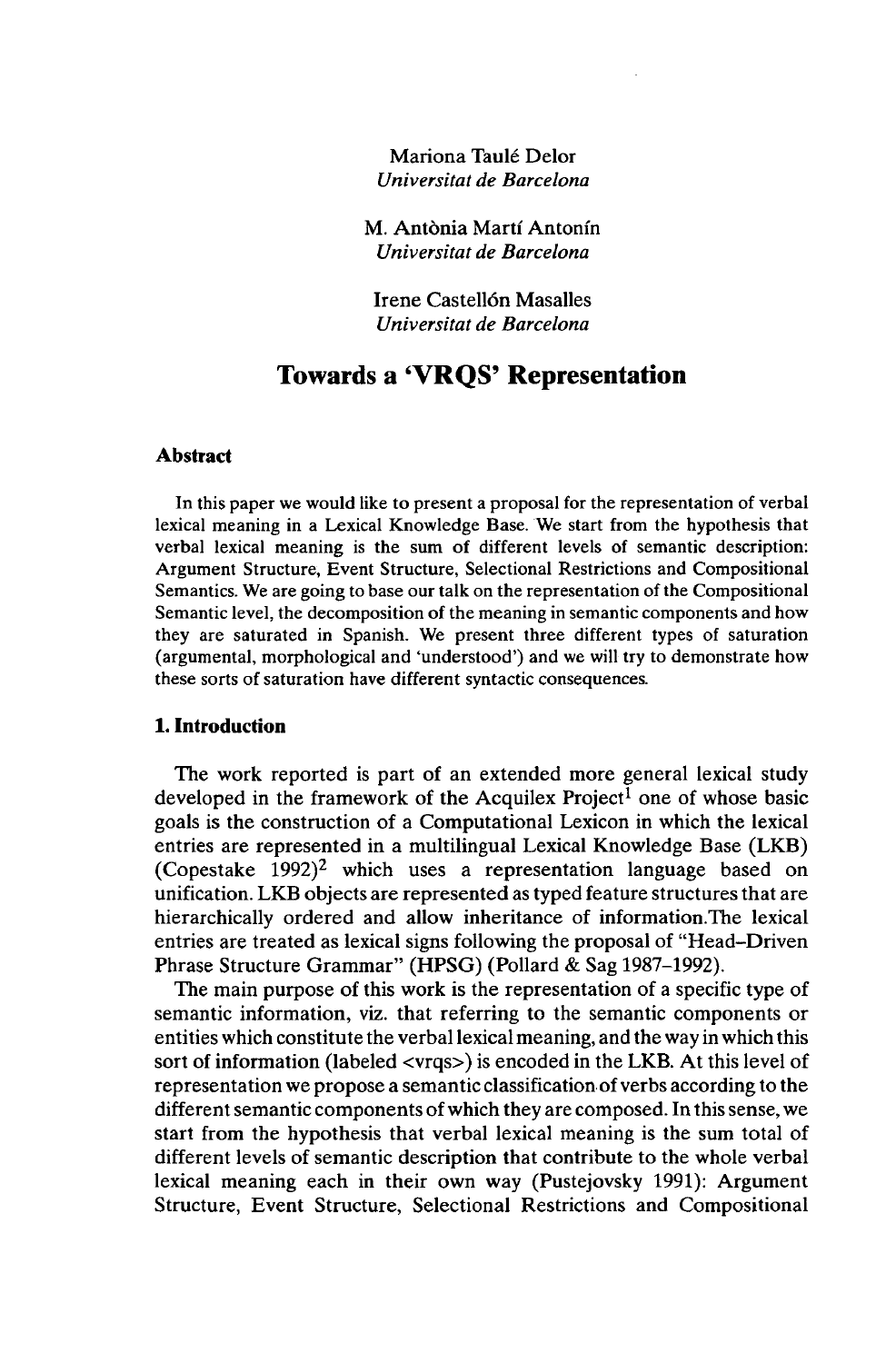Mariona Taulé Delor
*Universitat de Barcelona*

M. Antònia Martí Antonín
*Universitat de Barcelona*

Irene Castellón Masalles
*Universitat de Barcelona*

# Towards a 'VRQS' Representation

### Abstract

In this paper we would like to present a proposal for the representation of verbal lexical meaning in a Lexical Knowledge Base. We start from the hypothesis that verbal lexical meaning is the sum of different levels of semantic description: Argument Structure, Event Structure, Selectional Restrictions and Compositional Semantics. We are going to base our talk on the representation of the Compositional Semantic level, the decomposition of the meaning in semantic components and how they are saturated in Spanish. We present three different types of saturation (argumental, morphological and 'understood') and we will try to demonstrate how these sorts of saturation have different syntactic consequences.

## 1. Introduction

The work reported is part of an extended more general lexical study developed in the framework of the Acquilex Project[1] one of whose basic goals is the construction of a Computational Lexicon in which the lexical entries are represented in a multilingual Lexical Knowledge Base (LKB) (Copestake 1992)[2] which uses a representation language based on unification. LKB objects are represented as typed feature structures that are hierarchically ordered and allow inheritance of information.The lexical entries are treated as lexical signs following the proposal of "Head-Driven Phrase Structure Grammar" (HPSG) (Pollard & Sag 1987–1992).

The main purpose of this work is the representation of a specific type of semantic information, viz. that referring to the semantic components or entities which constitute the verbal lexical meaning, and the way in which this sort of information (labeled <vrqs>) is encoded in the LKB. At this level of representation we propose a semantic classification of verbs according to the different semantic components of which they are composed. In this sense, we start from the hypothesis that verbal lexical meaning is the sum total of different levels of semantic description that contribute to the whole verbal lexical meaning each in their own way (Pustejovsky 1991): Argument Structure, Event Structure, Selectional Restrictions and Compositional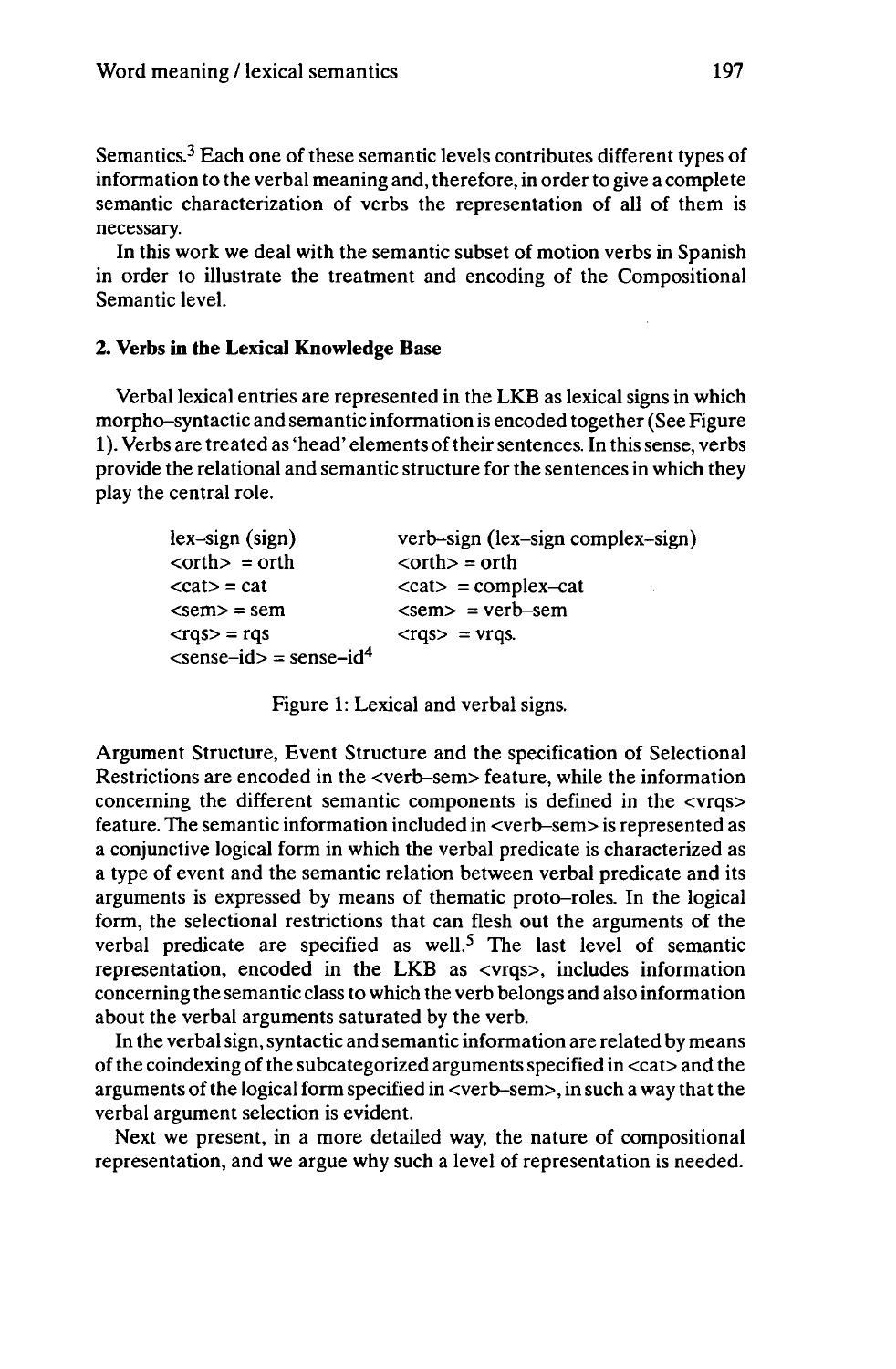Semantics.[3] Each one of these semantic levels contributes different types of information to the verbal meaning and, therefore, in order to give a complete semantic characterization of verbs the representation of all of them is necessary.

In this work we deal with the semantic subset of motion verbs in Spanish in order to illustrate the treatment and encoding of the Compositional Semantic level.

## 2. Verbs in the Lexical Knowledge Base

Verbal lexical entries are represented in the LKB as lexical signs in which morpho–syntactic and semantic information is encoded together (See Figure 1). Verbs are treated as 'head' elements of their sentences. In this sense, verbs provide the relational and semantic structure for the sentences in which they play the central role.

```
lex–sign (sign)                  verb–sign (lex–sign complex–sign)
<orth> = orth                    <orth> = orth
<cat> = cat                      <cat> = complex–cat
<sem> = sem                      <sem> = verb–sem
<rqs> = rqs                      <rqs> = vrqs.
<sense–id> = sense–id[4]
```

Figure 1: Lexical and verbal signs.

Argument Structure, Event Structure and the specification of Selectional Restrictions are encoded in the <verb–sem> feature, while the information concerning the different semantic components is defined in the <vrqs> feature. The semantic information included in <verb–sem> is represented as a conjunctive logical form in which the verbal predicate is characterized as a type of event and the semantic relation between verbal predicate and its arguments is expressed by means of thematic proto–roles. In the logical form, the selectional restrictions that can flesh out the arguments of the verbal predicate are specified as well.[5] The last level of semantic representation, encoded in the LKB as <vrqs>, includes information concerning the semantic class to which the verb belongs and also information about the verbal arguments saturated by the verb.

In the verbal sign, syntactic and semantic information are related by means of the coindexing of the subcategorized arguments specified in <cat> and the arguments of the logical form specified in <verb–sem>, in such a way that the verbal argument selection is evident.

Next we present, in a more detailed way, the nature of compositional representation, and we argue why such a level of representation is needed.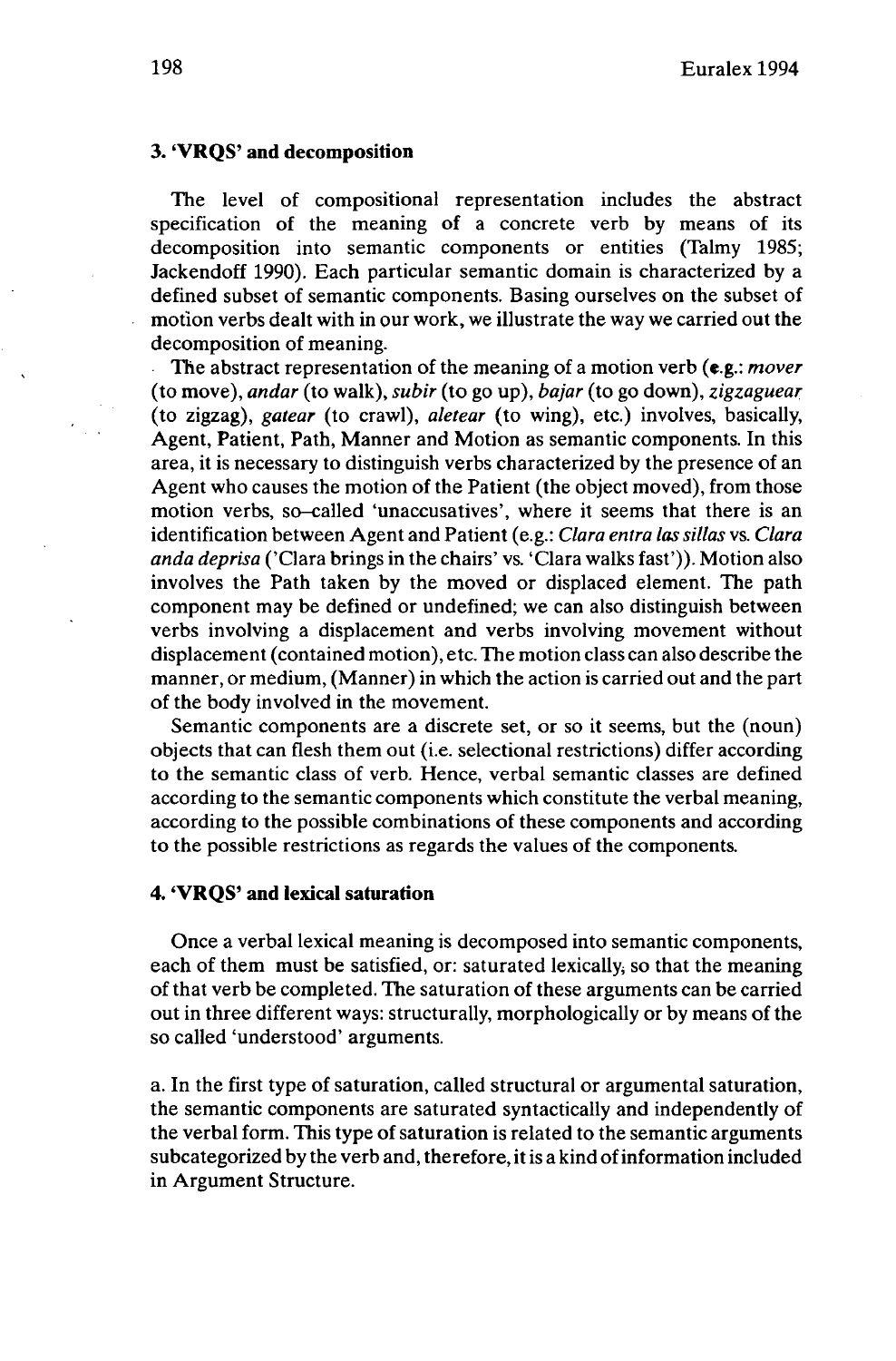### 3. 'VRQS' and decomposition

The level of compositional representation includes the abstract specification of the meaning of a concrete verb by means of its decomposition into semantic components or entities (Talmy 1985; Jackendoff 1990). Each particular semantic domain is characterized by a defined subset of semantic components. Basing ourselves on the subset of motion verbs dealt with in our work, we illustrate the way we carried out the decomposition of meaning.

The abstract representation of the meaning of a motion verb (e.g.: *mover* (to move), *andar* (to walk), *subir* (to go up), *bajar* (to go down), *zigzaguear* (to zigzag), *gatear* (to crawl), *aletear* (to wing), etc.) involves, basically, Agent, Patient, Path, Manner and Motion as semantic components. In this area, it is necessary to distinguish verbs characterized by the presence of an Agent who causes the motion of the Patient (the object moved), from those motion verbs, so–called 'unaccusatives', where it seems that there is an identification between Agent and Patient (e.g.: *Clara entra las sillas* vs. *Clara anda deprisa* ('Clara brings in the chairs' vs. 'Clara walks fast')). Motion also involves the Path taken by the moved or displaced element. The path component may be defined or undefined; we can also distinguish between verbs involving a displacement and verbs involving movement without displacement (contained motion), etc. The motion class can also describe the manner, or medium, (Manner) in which the action is carried out and the part of the body involved in the movement.

Semantic components are a discrete set, or so it seems, but the (noun) objects that can flesh them out (i.e. selectional restrictions) differ according to the semantic class of verb. Hence, verbal semantic classes are defined according to the semantic components which constitute the verbal meaning, according to the possible combinations of these components and according to the possible restrictions as regards the values of the components.

### 4. 'VRQS' and lexical saturation

Once a verbal lexical meaning is decomposed into semantic components, each of them must be satisfied, or: saturated lexically, so that the meaning of that verb be completed. The saturation of these arguments can be carried out in three different ways: structurally, morphologically or by means of the so called 'understood' arguments.

a. In the first type of saturation, called structural or argumental saturation, the semantic components are saturated syntactically and independently of the verbal form. This type of saturation is related to the semantic arguments subcategorized by the verb and, therefore, it is a kind of information included in Argument Structure.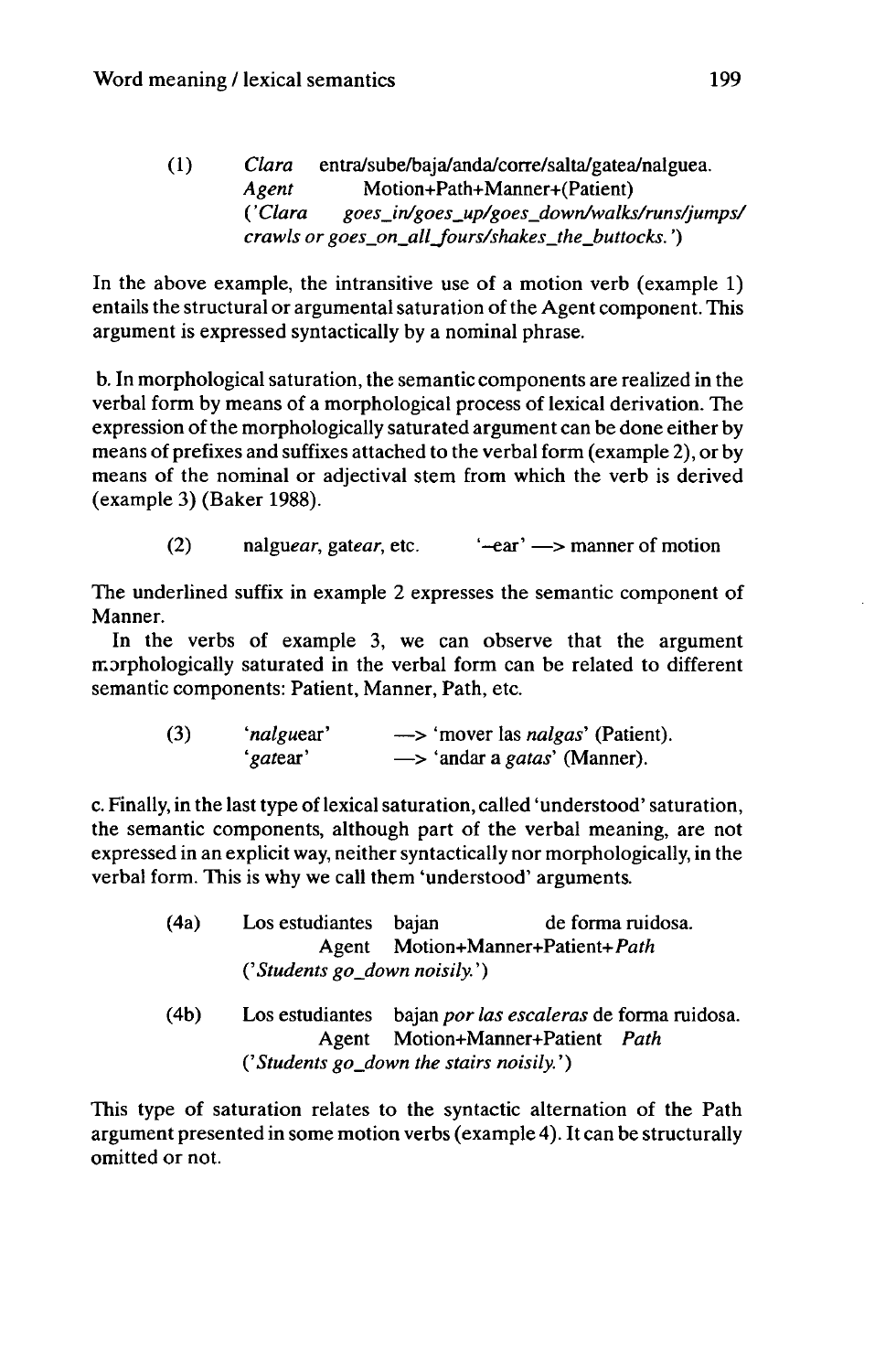(1) *Clara* entra/sube/baja/anda/corre/salta/gatea/nalguea.
*Agent* Motion+Path+Manner+(Patient)
(*'Clara goes_in/goes_up/goes_down/walks/runs/jumps/ crawls or goes_on_all_fours/shakes_the_buttocks.'*)

In the above example, the intransitive use of a motion verb (example 1) entails the structural or argumental saturation of the Agent component. This argument is expressed syntactically by a nominal phrase.

b. In morphological saturation, the semantic components are realized in the verbal form by means of a morphological process of lexical derivation. The expression of the morphologically saturated argument can be done either by means of prefixes and suffixes attached to the verbal form (example 2), or by means of the nominal or adjectival stem from which the verb is derived (example 3) (Baker 1988).

(2) nalgu*ear*, gat*ear*, etc. '–ear' —> manner of motion

The underlined suffix in example 2 expresses the semantic component of Manner.

In the verbs of example 3, we can observe that the argument morphologically saturated in the verbal form can be related to different semantic components: Patient, Manner, Path, etc.

(3) '*nalgu*ear' —> 'mover las *nalgas*' (Patient).
'*gat*ear' —> 'andar a *gatas*' (Manner).

c. Finally, in the last type of lexical saturation, called 'understood' saturation, the semantic components, although part of the verbal meaning, are not expressed in an explicit way, neither syntactically nor morphologically, in the verbal form. This is why we call them 'understood' arguments.

(4a) Los estudiantes bajan de forma ruidosa.
Agent Motion+Manner+Patient+*Path*
(*'Students go_down noisily.'*)

(4b) Los estudiantes bajan *por las escaleras* de forma ruidosa.
Agent Motion+Manner+Patient *Path*
(*'Students go_down the stairs noisily.'*)

This type of saturation relates to the syntactic alternation of the Path argument presented in some motion verbs (example 4). It can be structurally omitted or not.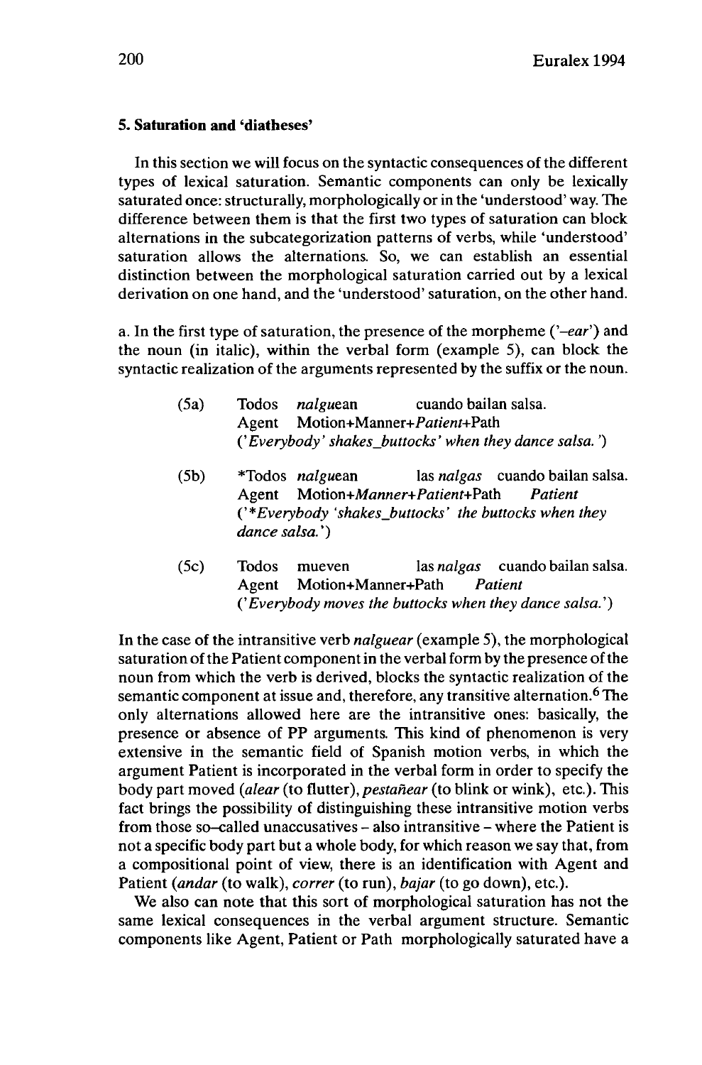### 5. Saturation and 'diatheses'

In this section we will focus on the syntactic consequences of the different types of lexical saturation. Semantic components can only be lexically saturated once: structurally, morphologically or in the 'understood' way. The difference between them is that the first two types of saturation can block alternations in the subcategorization patterns of verbs, while 'understood' saturation allows the alternations. So, we can establish an essential distinction between the morphological saturation carried out by a lexical derivation on one hand, and the 'understood' saturation, on the other hand.

a. In the first type of saturation, the presence of the morpheme ('*–ear*') and the noun (in italic), within the verbal form (example 5), can block the syntactic realization of the arguments represented by the suffix or the noun.

(5a) Todos *nalgu*ean cuando bailan salsa.
Agent Motion+Manner+*Patient*+Path
('*Everybody' shakes_buttocks' when they dance salsa.*')

(5b) *Todos *nalgu*ean las *nalgas* cuando bailan salsa.
Agent Motion+*Manner*+*Patient*+Path *Patient*
('**Everybody 'shakes_buttocks' the buttocks when they dance salsa.*')

(5c) Todos mueven las *nalgas* cuando bailan salsa.
Agent Motion+Manner+Path *Patient*
('*Everybody moves the buttocks when they dance salsa.*')

In the case of the intransitive verb *nalguear* (example 5), the morphological saturation of the Patient component in the verbal form by the presence of the noun from which the verb is derived, blocks the syntactic realization of the semantic component at issue and, therefore, any transitive alternation.[6] The only alternations allowed here are the intransitive ones: basically, the presence or absence of PP arguments. This kind of phenomenon is very extensive in the semantic field of Spanish motion verbs, in which the argument Patient is incorporated in the verbal form in order to specify the body part moved (*alear* (to flutter), *pestañear* (to blink or wink), etc.). This fact brings the possibility of distinguishing these intransitive motion verbs from those so-called unaccusatives – also intransitive – where the Patient is not a specific body part but a whole body, for which reason we say that, from a compositional point of view, there is an identification with Agent and Patient (*andar* (to walk), *correr* (to run), *bajar* (to go down), etc.).

We also can note that this sort of morphological saturation has not the same lexical consequences in the verbal argument structure. Semantic components like Agent, Patient or Path morphologically saturated have a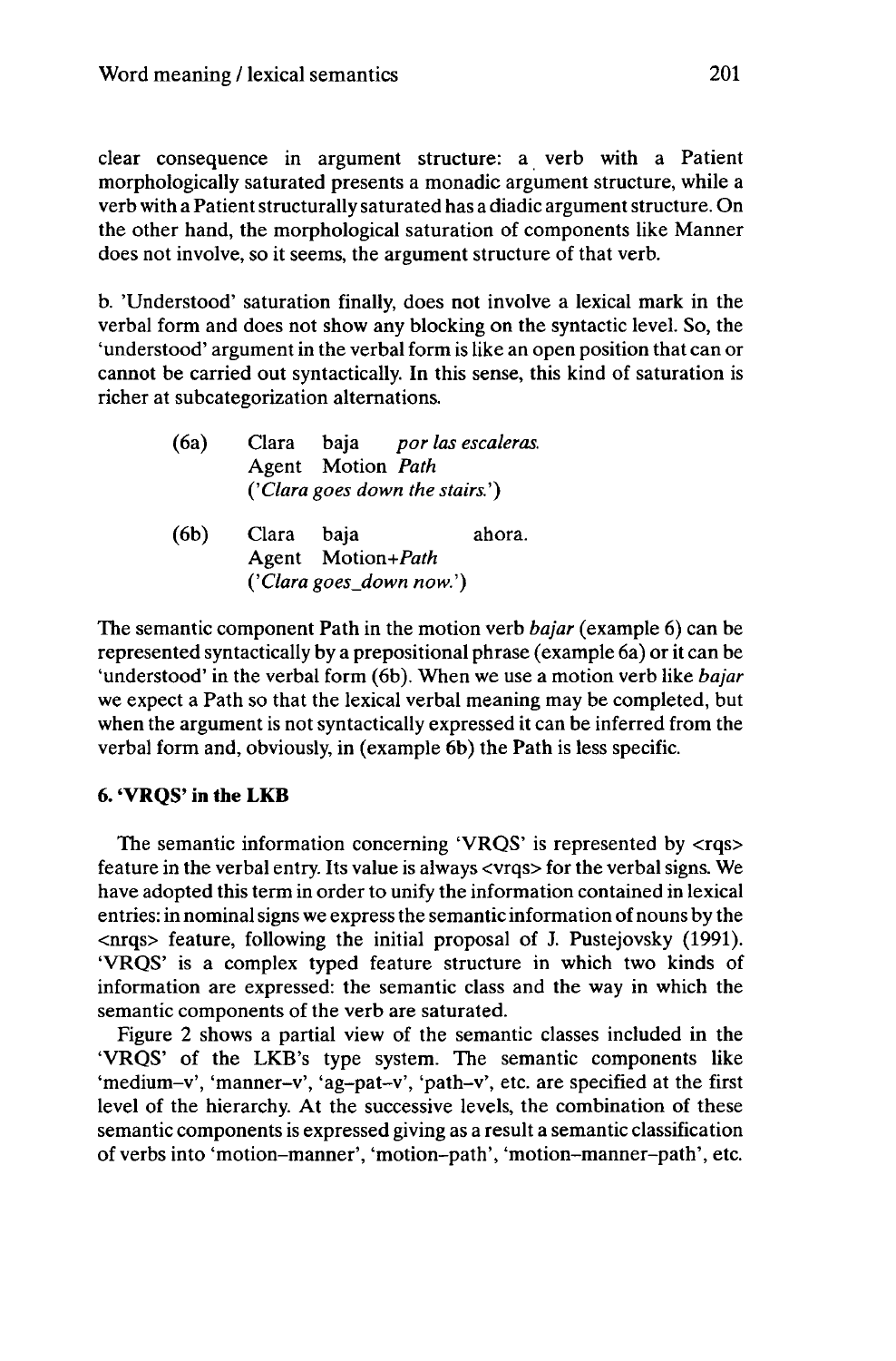clear consequence in argument structure: a verb with a Patient morphologically saturated presents a monadic argument structure, while a verb with a Patient structurally saturated has a diadic argument structure. On the other hand, the morphological saturation of components like Manner does not involve, so it seems, the argument structure of that verb.

b. 'Understood' saturation finally, does not involve a lexical mark in the verbal form and does not show any blocking on the syntactic level. So, the 'understood' argument in the verbal form is like an open position that can or cannot be carried out syntactically. In this sense, this kind of saturation is richer at subcategorization alternations.

(6a) Clara baja *por las escaleras.*
Agent Motion *Path*
(*'Clara goes down the stairs.'*)

(6b) Clara baja ahora.
Agent Motion+*Path*
(*'Clara goes_down now.'*)

The semantic component Path in the motion verb *bajar* (example 6) can be represented syntactically by a prepositional phrase (example 6a) or it can be 'understood' in the verbal form (6b). When we use a motion verb like *bajar* we expect a Path so that the lexical verbal meaning may be completed, but when the argument is not syntactically expressed it can be inferred from the verbal form and, obviously, in (example 6b) the Path is less specific.

## 6. 'VRQS' in the LKB

The semantic information concerning 'VRQS' is represented by <rqs> feature in the verbal entry. Its value is always <vrqs> for the verbal signs. We have adopted this term in order to unify the information contained in lexical entries: in nominal signs we express the semantic information of nouns by the <nrqs> feature, following the initial proposal of J. Pustejovsky (1991). 'VRQS' is a complex typed feature structure in which two kinds of information are expressed: the semantic class and the way in which the semantic components of the verb are saturated.

Figure 2 shows a partial view of the semantic classes included in the 'VRQS' of the LKB's type system. The semantic components like 'medium–v', 'manner–v', 'ag–pat–v', 'path–v', etc. are specified at the first level of the hierarchy. At the successive levels, the combination of these semantic components is expressed giving as a result a semantic classification of verbs into 'motion–manner', 'motion–path', 'motion–manner–path', etc.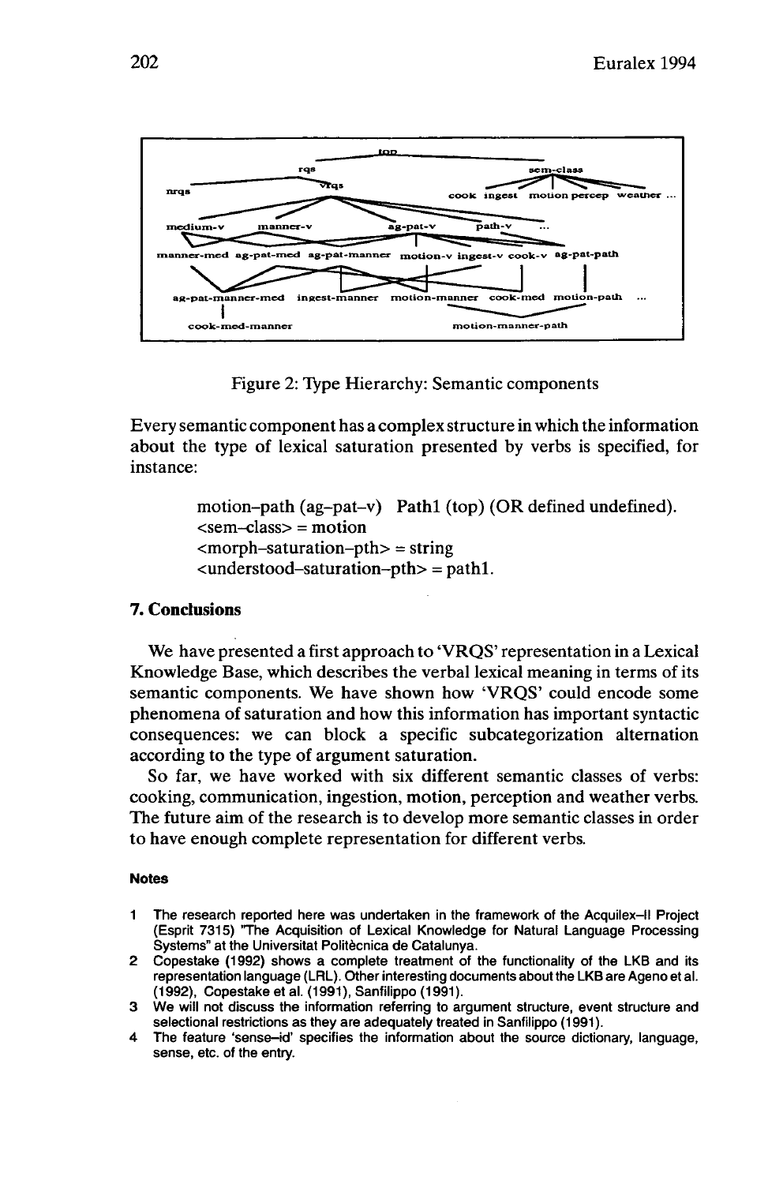Figure 2: Type Hierarchy: Semantic components

Every semantic component has a complex structure in which the information about the type of lexical saturation presented by verbs is specified, for instance:

> motion–path (ag–pat–v) Path1 (top) (OR defined undefined).
> <sem–class> = motion
> <morph–saturation–pth> = string
> <understood–saturation–pth> = path1.

## 7. Conclusions

We have presented a first approach to 'VRQS' representation in a Lexical Knowledge Base, which describes the verbal lexical meaning in terms of its semantic components. We have shown how 'VRQS' could encode some phenomena of saturation and how this information has important syntactic consequences: we can block a specific subcategorization alternation according to the type of argument saturation.

So far, we have worked with six different semantic classes of verbs: cooking, communication, ingestion, motion, perception and weather verbs. The future aim of the research is to develop more semantic classes in order to have enough complete representation for different verbs.

#### Notes

1. The research reported here was undertaken in the framework of the Acquilex–II Project (Esprit 7315) "The Acquisition of Lexical Knowledge for Natural Language Processing Systems" at the Universitat Politècnica de Catalunya.
2. Copestake (1992) shows a complete treatment of the functionality of the LKB and its representation language (LRL). Other interesting documents about the LKB are Ageno et al. (1992), Copestake et al. (1991), Sanfilippo (1991).
3. We will not discuss the information referring to argument structure, event structure and selectional restrictions as they are adequately treated in Sanfilippo (1991).
4. The feature 'sense–id' specifies the information about the source dictionary, language, sense, etc. of the entry.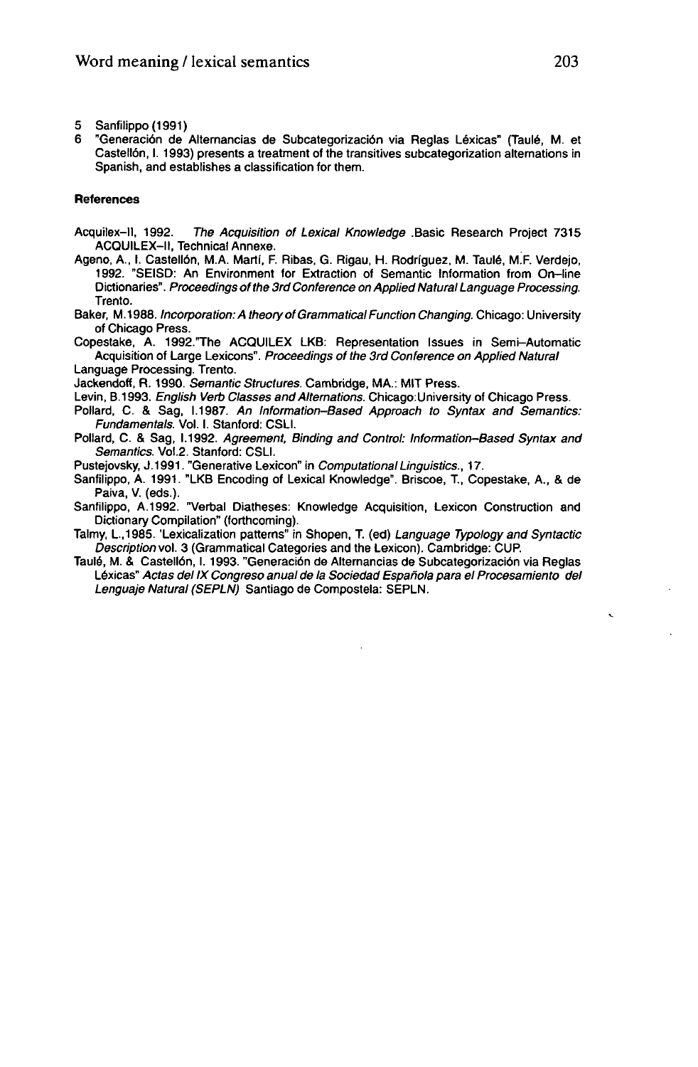5 Sanfilippo (1991)
6 "Generación de Alternancias de Subcategorización via Reglas Léxicas" (Taulé, M. et Castellón, I. 1993) presents a treatment of the transitives subcategorization alternations in Spanish, and establishes a classification for them.

**References**

Acquilex–II, 1992. *The Acquisition of Lexical Knowledge* .Basic Research Project 7315 ACQUILEX–II, Technical Annexe.

Ageno, A., I. Castellón, M.A. Martí, F. Ribas, G. Rigau, H. Rodríguez, M. Taulé, M.F. Verdejo, 1992. "SEISD: An Environment for Extraction of Semantic Information from On–line Dictionaries". *Proceedings of the 3rd Conference on Applied Natural Language Processing.* Trento.

Baker, M.1988. *Incorporation: A theory of Grammatical Function Changing.* Chicago: University of Chicago Press.

Copestake, A. 1992."The ACQUILEX LKB: Representation Issues in Semi–Automatic Acquisition of Large Lexicons". *Proceedings of the 3rd Conference on Applied Natural* Language Processing. Trento.

Jackendoff, R. 1990. *Semantic Structures.* Cambridge, MA.: MIT Press.

Levin, B.1993. *English Verb Classes and Alternations.* Chicago:University of Chicago Press.

Pollard, C. & Sag, I.1987. *An Information–Based Approach to Syntax and Semantics: Fundamentals.* Vol. I. Stanford: CSLI.

Pollard, C. & Sag, I.1992. *Agreement, Binding and Control: Information–Based Syntax and Semantics.* Vol.2. Stanford: CSLI.

Pustejovsky, J.1991. "Generative Lexicon" in *Computational Linguistics.*, 17.

Sanfilippo, A. 1991. "LKB Encoding of Lexical Knowledge". Briscoe, T., Copestake, A., & de Paiva, V. (eds.).

Sanfilippo, A.1992. "Verbal Diatheses: Knowledge Acquisition, Lexicon Construction and Dictionary Compilation" (forthcoming).

Talmy, L.,1985. 'Lexicalization patterns" in Shopen, T. (ed) *Language Typology and Syntactic Description* vol. 3 (Grammatical Categories and the Lexicon). Cambridge: CUP.

Taulé, M. & Castellón, I. 1993. "Generación de Alternancias de Subcategorización via Reglas Léxicas" *Actas del IX Congreso anual de la Sociedad Española para el Procesamiento del Lenguaje Natural (SEPLN)* Santiago de Compostela: SEPLN.